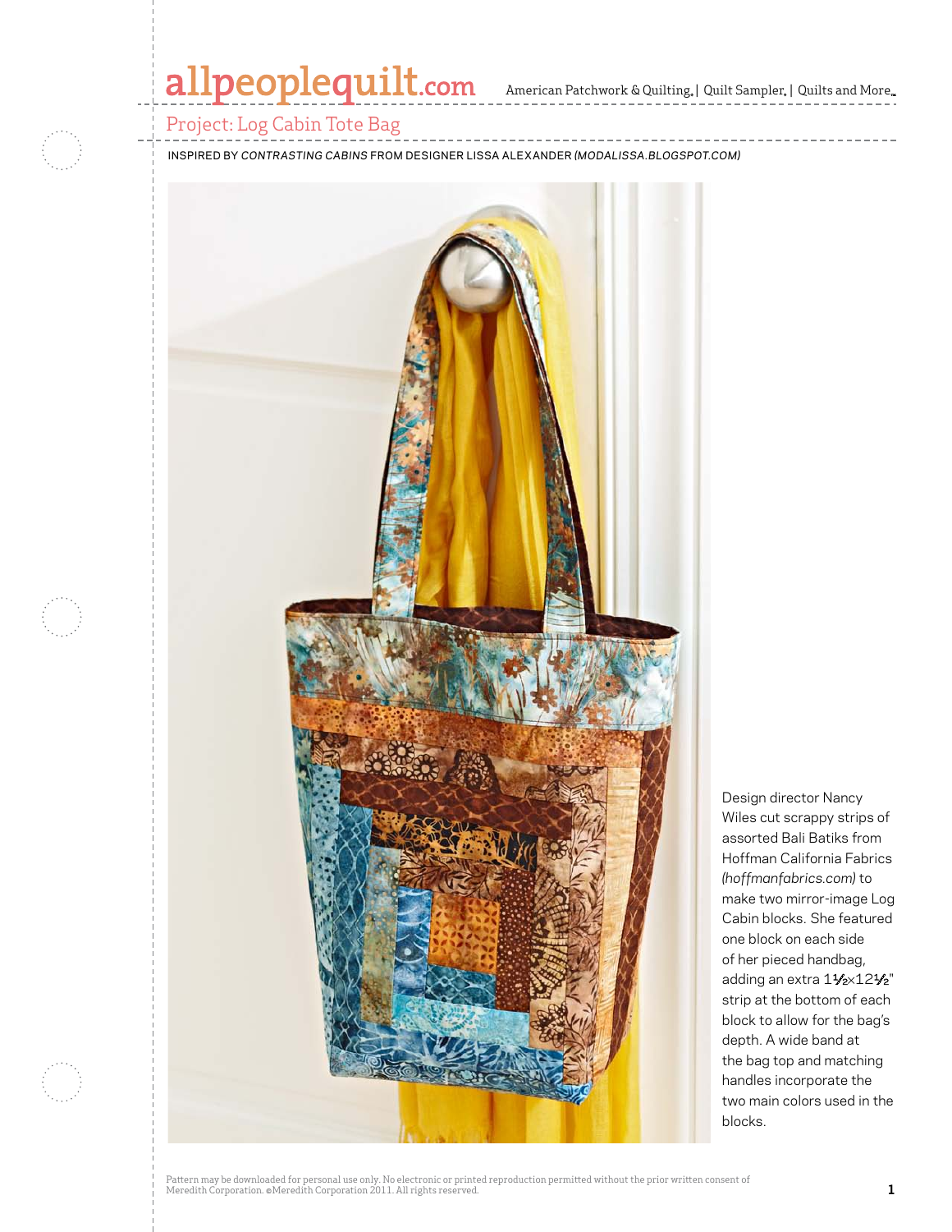# Project: Log Cabin Tote Bag

INSPIRED BY *CONTRASTING CABINS* FROM DESIGNER LISSA ALEXANDER *(MODALISSA.BLOGSPOT.COM)*

Design director Nancy Wiles cut scrappy strips of assorted Bali Batiks from Hoffman California Fabrics *(hoffmanfabrics.com)* to make two mirror-image Log Cabin blocks. She featured one block on each side of her pieced handbag, adding an extra 1½×12½" strip at the bottom of each block to allow for the bag's depth. A wide band at the bag top and matching handles incorporate the two main colors used in the blocks.

Pattern may be downloaded for personal use only. No electronic or printed reproduction permitted without the prior written consent of Meredith Corporation. ©Meredith Corporation 2011. All rights reserved.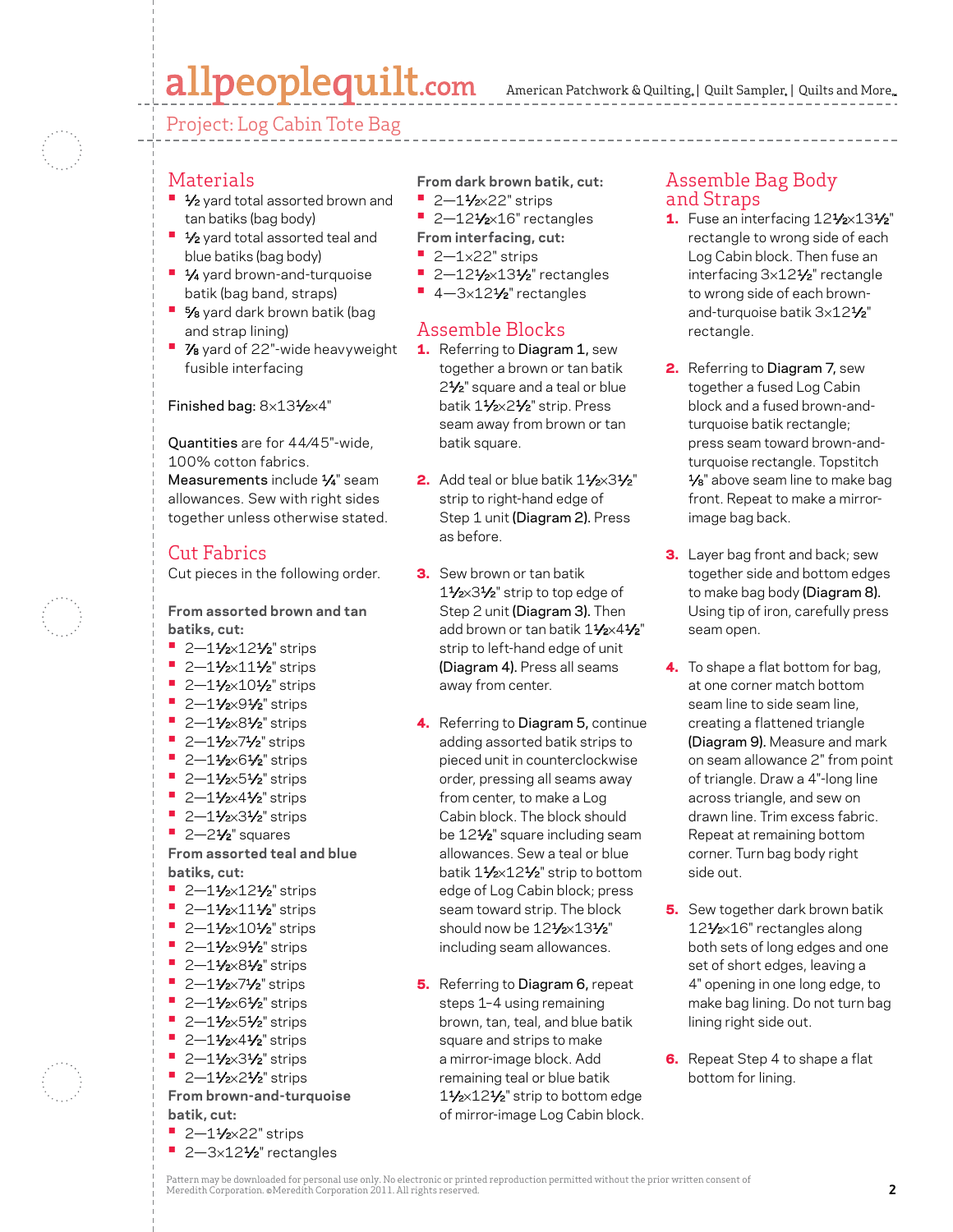## Project: Log Cabin Tote Bag

## Materials

- ½ yard total assorted brown and tan batiks (bag body)
- ½ yard total assorted teal and blue batiks (bag body)
- ¼ yard brown-and-turquoise batik (bag band, straps)
- ⅝ yard dark brown batik (bag and strap lining)
- ⅞ yard of 22"-wide heavyweight fusible interfacing

Finished bag: 8×13½×4"

Quantities are for 44/45"-wide, 100% cotton fabrics.
Measurements include ¼" seam allowances. Sew with right sides together unless otherwise stated.

## Cut Fabrics

Cut pieces in the following order.

**From assorted brown and tan batiks, cut:**

- 2—1½×12½" strips
- 2—1½×11½" strips
- 2—1½×10½" strips
- 2—1½×9½" strips
- 2—1½×8½" strips
- 2—1½×7½" strips
- 2—1½×6½" strips
- 2—1½×5½" strips
- 2—1½×4½" strips
- 2—1½×3½" strips
- 2—2½" squares

**From assorted teal and blue batiks, cut:**

- 2—1½×12½" strips
- 2—1½×11½" strips
- 2—1½×10½" strips
- 2—1½×9½" strips
- 2—1½×8½" strips
- 2—1½×7½" strips
- 2—1½×6½" strips
- 2—1½×5½" strips
- 2—1½×4½" strips
- 2—1½×3½" strips
- 2—1½×2½" strips

**From brown-and-turquoise batik, cut:**

- 2—1½×22" strips
- 2—3×12½" rectangles

**From dark brown batik, cut:**

- 2—1½×22" strips
- 2—12½×16" rectangles

**From interfacing, cut:**

- 2—1×22" strips
- 2—12½×13½" rectangles
- 4—3×12½" rectangles

## Assemble Blocks

1. Referring to **Diagram 1**, sew together a brown or tan batik 2½" square and a teal or blue batik 1½×2½" strip. Press seam away from brown or tan batik square.

2. Add teal or blue batik 1½×3½" strip to right-hand edge of Step 1 unit **(Diagram 2)**. Press as before.

3. Sew brown or tan batik 1½×3½" strip to top edge of Step 2 unit **(Diagram 3)**. Then add brown or tan batik 1½×4½" strip to left-hand edge of unit **(Diagram 4)**. Press all seams away from center.

4. Referring to **Diagram 5**, continue adding assorted batik strips to pieced unit in counterclockwise order, pressing all seams away from center, to make a Log Cabin block. The block should be 12½" square including seam allowances. Sew a teal or blue batik 1½×12½" strip to bottom edge of Log Cabin block; press seam toward strip. The block should now be 12½×13½" including seam allowances.

5. Referring to **Diagram 6**, repeat steps 1–4 using remaining brown, tan, teal, and blue batik square and strips to make a mirror-image block. Add remaining teal or blue batik 1½×12½" strip to bottom edge of mirror-image Log Cabin block.

## Assemble Bag Body and Straps

1. Fuse an interfacing 12½×13½" rectangle to wrong side of each Log Cabin block. Then fuse an interfacing 3×12½" rectangle to wrong side of each brown-and-turquoise batik 3×12½" rectangle.

2. Referring to **Diagram 7**, sew together a fused Log Cabin block and a fused brown-and-turquoise batik rectangle; press seam toward brown-and-turquoise rectangle. Topstitch ⅛" above seam line to make bag front. Repeat to make a mirror-image bag back.

3. Layer bag front and back; sew together side and bottom edges to make bag body **(Diagram 8)**. Using tip of iron, carefully press seam open.

4. To shape a flat bottom for bag, at one corner match bottom seam line to side seam line, creating a flattened triangle **(Diagram 9)**. Measure and mark on seam allowance 2" from point of triangle. Draw a 4"-long line across triangle, and sew on drawn line. Trim excess fabric. Repeat at remaining bottom corner. Turn bag body right side out.

5. Sew together dark brown batik 12½×16" rectangles along both sets of long edges and one set of short edges, leaving a 4" opening in one long edge, to make bag lining. Do not turn bag lining right side out.

6. Repeat Step 4 to shape a flat bottom for lining.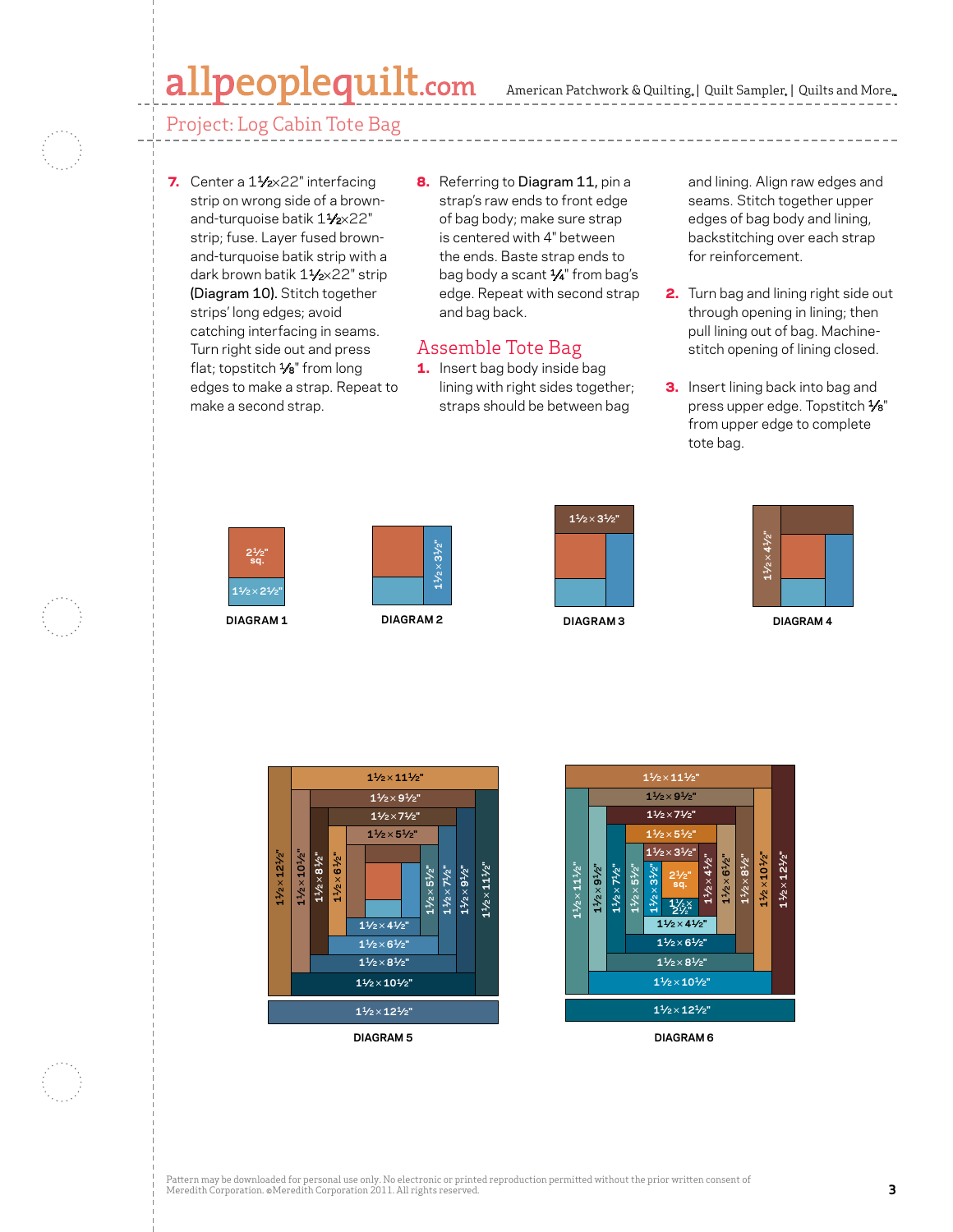Project: Log Cabin Tote Bag

7. Center a 1½x22" interfacing strip on wrong side of a brown-and-turquoise batik 1½x22" strip; fuse. Layer fused brown-and-turquoise batik strip with a dark brown batik 1½x22" strip **(Diagram 10)**. Stitch together strips' long edges; avoid catching interfacing in seams. Turn right side out and press flat; topstitch ⅛" from long edges to make a strap. Repeat to make a second strap.

8. Referring to **Diagram 11**, pin a strap's raw ends to front edge of bag body; make sure strap is centered with 4" between the ends. Baste strap ends to bag body a scant ¼" from bag's edge. Repeat with second strap and bag back.

## Assemble Tote Bag

1. Insert bag body inside bag lining with right sides together; straps should be between bag and lining. Align raw edges and seams. Stitch together upper edges of bag body and lining, backstitching over each strap for reinforcement.

2. Turn bag and lining right side out through opening in lining; then pull lining out of bag. Machine-stitch opening of lining closed.

3. Insert lining back into bag and press upper edge. Topstitch ⅛" from upper edge to complete tote bag.

2½" sq.
1½ x 2½"

DIAGRAM 1

1½ x 3½"

DIAGRAM 2

1½ x 3½"

DIAGRAM 3

1½ x 4½"

DIAGRAM 4

1½ x 11½"
1½ x 9½"
1½ x 7½"
1½ x 5½"
1½ x 12½"
1½ x 10½"
1½ x 8½"
1½ x 6½"
1½ x 5½"
1½ x 7½"
1½ x 9½"
1½ x 11½"
1½ x 4½"
1½ x 6½"
1½ x 8½"
1½ x 10½"
1½ x 12½"

DIAGRAM 5

1½ x 11½"
1½ x 9½"
1½ x 7½"
1½ x 5½"
1½ x 3½"
1½ x 11½"
1½ x 9½"
1½ x 7½"
1½ x 5½"
1½ x 3½"
2½" sq.
1½ x 2½"
1½ x 4½"
1½ x 6½"
1½ x 8½"
1½ x 10½"
1½ x 12½"
1½ x 4½"
1½ x 6½"
1½ x 8½"
1½ x 10½"
1½ x 12½"

DIAGRAM 6

Pattern may be downloaded for personal use only. No electronic or printed reproduction permitted without the prior written consent of Meredith Corporation. ©Meredith Corporation 2011. All rights reserved.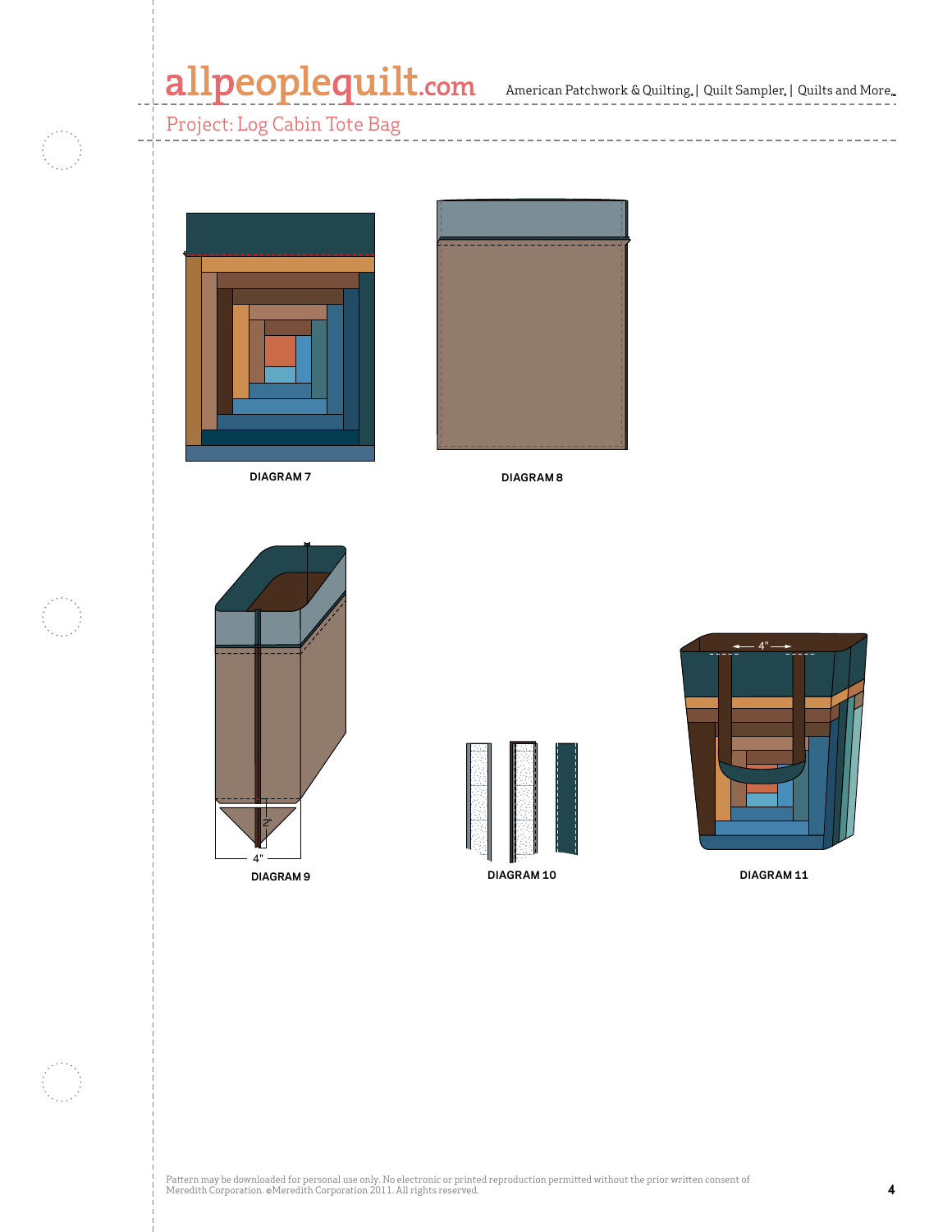Project: Log Cabin Tote Bag

DIAGRAM 7

DIAGRAM 8

2"

4"

DIAGRAM 9

DIAGRAM 10

4"

DIAGRAM 11

Pattern may be downloaded for personal use only. No electronic or printed reproduction permitted without the prior written consent of Meredith Corporation. ©Meredith Corporation 2011. All rights reserved.